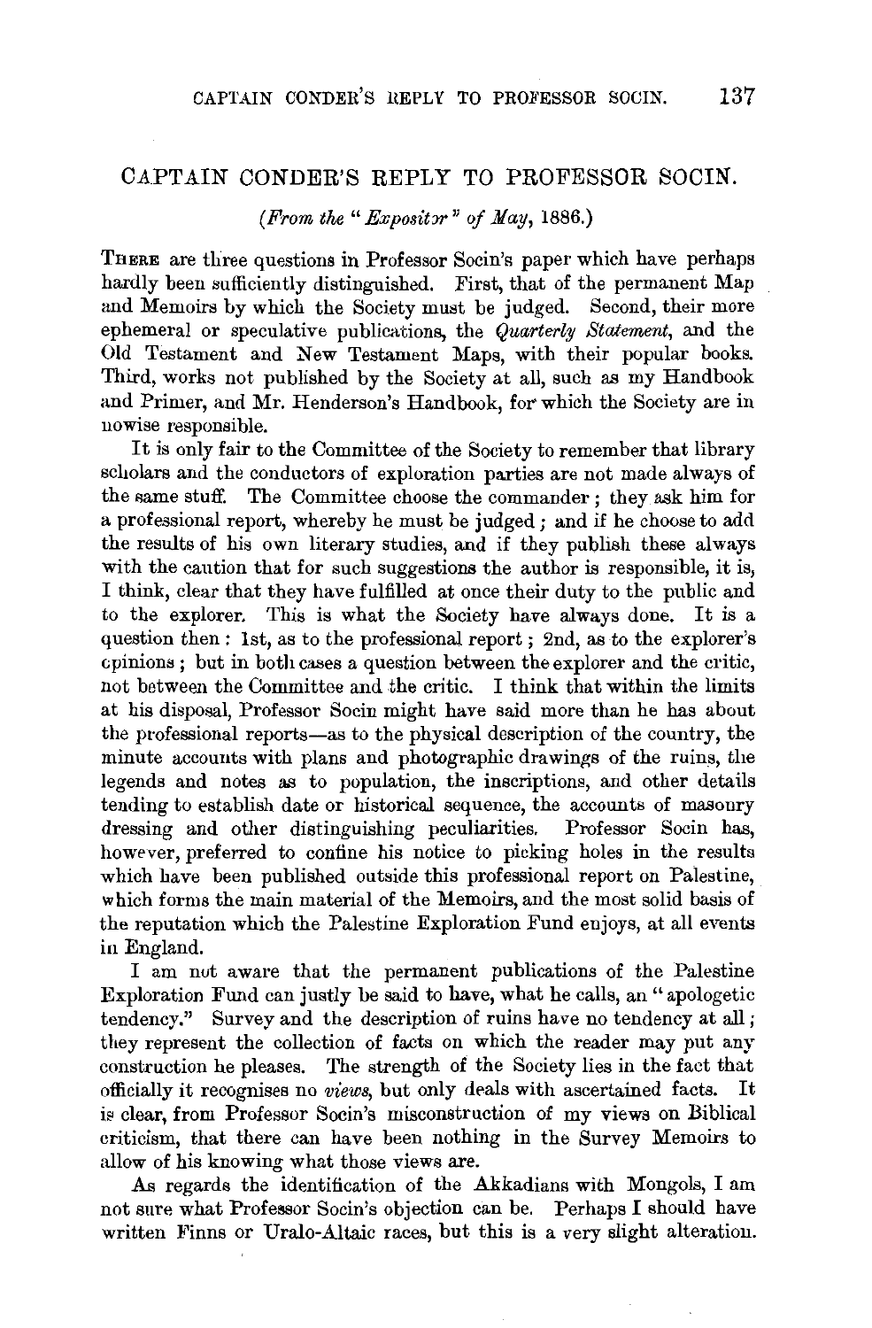# CAPTAIN CONDER'S REPLY TO PROFESSOR SOCIN.

*(From the "Expositor" of May, 1886.)*

THERE are three questions in Professor Socin's paper which have perhaps hardly been sufficiently distinguished. First, that of the permanent Map and Memoirs by which the Society must be judged. Second, their more ephemeral or speculative publications, the *Quarterly Statement*, and the Old Testament and New Testament Maps, with their popular books. Third, works not published by the Society at all, such as my Handbook and Primer, and Mr. Henderson's Handbook, for which the Society are in nowise responsible.

It is only fair to the Committee of the Society to remember that library scholars and the conductors of exploration parties are not made always of the same stuff. The Committee choose the commander; they ask him for a professional report, whereby he must be judged; and if he choose to add the results of his own literary studies, and if they publish these always with the caution that for such suggestions the author is responsible, it is, I think, clear that they have fulfilled at once their duty to the public and to the explorer. This is what the Society have always done. It is a question then: 1st, as to the professional report; 2nd, as to the explorer's opinions; but in both cases a question between the explorer and the critic, not between the Committee and the critic. I think that within the limits at his disposal, Professor Socin might have said more than he has about the professional reports—as to the physical description of the country, the minute accounts with plans and photographic drawings of the ruins, the legends and notes as to population, the inscriptions, and other details tending to establish date or historical sequence, the accounts of masonry dressing and other distinguishing peculiarities. Professor Socin has, however, preferred to confine his notice to picking holes in the results which have been published outside this professional report on Palestine, which forms the main material of the Memoirs, and the most solid basis of the reputation which the Palestine Exploration Fund enjoys, at all events in England.

I am not aware that the permanent publications of the Palestine Exploration Fund can justly be said to have, what he calls, an "apologetic tendency." Survey and the description of ruins have no tendency at all; they represent the collection of facts on which the reader may put any construction he pleases. The strength of the Society lies in the fact that officially it recognises no *views*, but only deals with ascertained facts. It is clear, from Professor Socin's misconstruction of my views on Biblical criticism, that there can have been nothing in the Survey Memoirs to allow of his knowing what those views are.

As regards the identification of the Akkadians with Mongols, I am not sure what Professor Socin's objection can be. Perhaps I should have written Finns or Uralo-Altaic races, but this is a very slight alteration.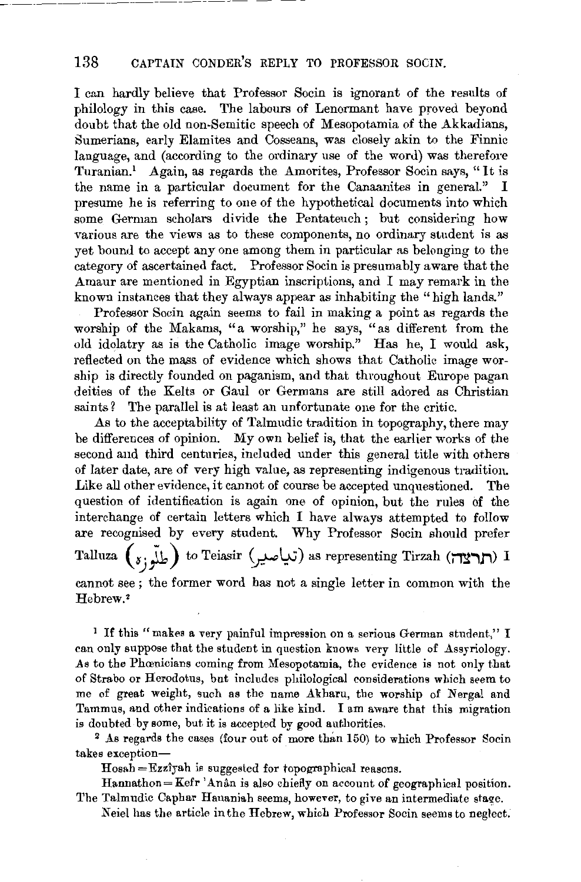I can hardly believe that Professor Socin is ignorant of the results of philology in this case. The labours of Lenormant have proved beyond doubt that the old non-Semitic speech of Mesopotamia of the Akkadians, Sumerians, early Elamites and Cosseans, was closely akin to the Finnic language, and (according to the ordinary use of the word) was therefore Turanian.[1] Again, as regards the Amorites, Professor Socin says, "It is the name in a particular document for the Canaanites in general." I presume he is referring to one of the hypothetical documents into which some German scholars divide the Pentateuch; but considering how various are the views as to these components, no ordinary student is as yet bound to accept any one among them in particular as belonging to the category of ascertained fact. Professor Socin is presumably aware that the Amaur are mentioned in Egyptian inscriptions, and I may remark in the known instances that they always appear as inhabiting the "high lands."

Professor Socin again seems to fail in making a point as regards the worship of the Makams, "a worship," he says, "as different from the old idolatry as is the Catholic image worship." Has he, I would ask, reflected on the mass of evidence which shows that Catholic image worship is directly founded on paganism, and that throughout Europe pagan deities of the Kelts or Gaul or Germans are still adored as Christian saints? The parallel is at least an unfortunate one for the critic.

As to the acceptability of Talmudic tradition in topography, there may be differences of opinion. My own belief is, that the earlier works of the second and third centuries, included under this general title with others of later date, are of very high value, as representing indigenous tradition. Like all other evidence, it cannot of course be accepted unquestioned. The question of identification is again one of opinion, but the rules of the interchange of certain letters which I have always attempted to follow are recognised by every student. Why Professor Socin should prefer Talluza (طلّوزة) to Teiasir (تياصير) as representing Tirzah (תרצה) I cannot see; the former word has not a single letter in common with the Hebrew.[2]

[1] If this "makes a very painful impression on a serious German student," I can only suppose that the student in question knows very little of Assyriology. As to the Phœnicians coming from Mesopotamia, the evidence is not only that of Strabo or Herodotus, but includes philological considerations which seem to me of great weight, such as the name Akharu, the worship of Nergal and Tammus, and other indications of a like kind. I am aware that this migration is doubted by some, but it is accepted by good authorities.

[2] As regards the cases (four out of more than 150) to which Professor Socin takes exception—

Hosah = Ezzîyah is suggested for topographical reasons.

Hannathon = Kefr 'Anân is also chiefly on account of geographical position. The Talmudic Caphar Hananiah seems, however, to give an intermediate stage.

Neiel has the article in the Hebrew, which Professor Socin seems to neglect.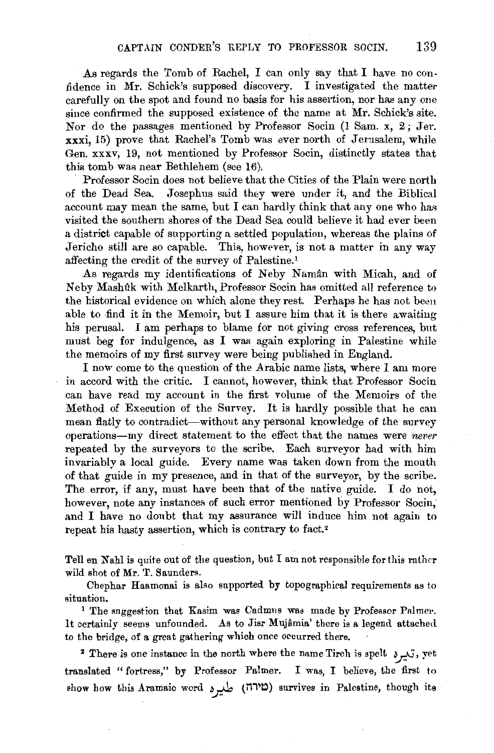As regards the Tomb of Rachel, I can only say that I have no confidence in Mr. Schick's supposed discovery. I investigated the matter carefully on the spot and found no basis for his assertion, nor has any one since confirmed the supposed existence of the name at Mr. Schick's site. Nor do the passages mentioned by Professor Socin (1 Sam. x, 2; Jer. xxxi, 15) prove that Rachel's Tomb was ever north of Jerusalem, while Gen. xxxv, 19, not mentioned by Professor Socin, distinctly states that this tomb was near Bethlehem (see 16).

Professor Socin does not believe that the Cities of the Plain were north of the Dead Sea. Josephus said they were under it, and the Biblical account may mean the same, but I can hardly think that any one who has visited the southern shores of the Dead Sea could believe it had ever been a district capable of supporting a settled population, whereas the plains of Jericho still are so capable. This, however, is not a matter in any way affecting the credit of the survey of Palestine.[1]

As regards my identifications of Neby Namân with Micah, and of Neby Mashûk with Melkarth, Professor Socin has omitted all reference to the historical evidence on which alone they rest. Perhaps he has not been able to find it in the Memoir, but I assure him that it is there awaiting his perusal. I am perhaps to blame for not giving cross references, but must beg for indulgence, as I was again exploring in Palestine while the memoirs of my first survey were being published in England.

I now come to the question of the Arabic name lists, where I am more in accord with the critic. I cannot, however, think that Professor Socin can have read my account in the first volume of the Memoirs of the Method of Execution of the Survey. It is hardly possible that he can mean flatly to contradict—without any personal knowledge of the survey operations—my direct statement to the effect that the names were *never* repeated by the surveyors to the scribe. Each surveyor had with him invariably a local guide. Every name was taken down from the mouth of that guide in my presence, and in that of the surveyor, by the scribe. The error, if any, must have been that of the native guide. I do not, however, note any instances of such error mentioned by Professor Socin, and I have no doubt that my assurance will induce him not again to repeat his hasty assertion, which is contrary to fact.[2]

Tell en Nahl is quite out of the question, but I am not responsible for this rather wild shot of Mr. T. Saunders.

Chephar Haamonai is also supported by topographical requirements as to situation.

[1] The suggestion that Kasim was Cadmus was made by Professor Palmer. It certainly seems unfounded. As to Jisr Mujâmia' there is a legend attached to the bridge, of a great gathering which once occurred there.

[2] There is one instance in the north where the name Tireh is spelt تيرة, yet translated "fortress," by Professor Palmer. I was, I believe, the first to show how this Aramaic word طيرة (טירה) survives in Palestine, though its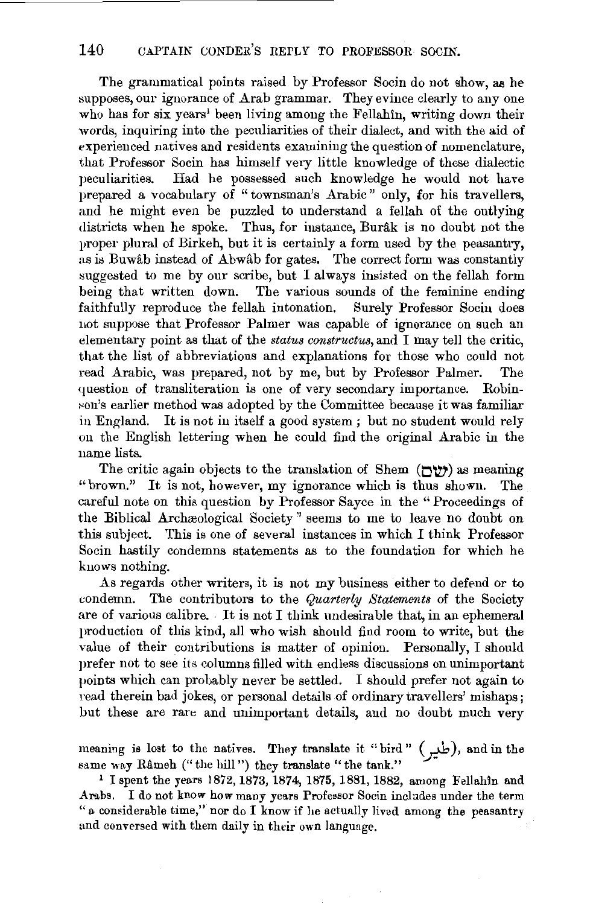The grammatical points raised by Professor Socin do not show, as he supposes, our ignorance of Arab grammar. They evince clearly to any one who has for six years[1] been living among the Fellahîn, writing down their words, inquiring into the peculiarities of their dialect, and with the aid of experienced natives and residents examining the question of nomenclature, that Professor Socin has himself very little knowledge of these dialectic peculiarities. Had he possessed such knowledge he would not have prepared a vocabulary of "townsman's Arabic" only, for his travellers, and he might even be puzzled to understand a fellah of the outlying districts when he spoke. Thus, for instance, Burâk is no doubt not the proper plural of Birkeh, but it is certainly a form used by the peasantry, as is Buwâb instead of Abwâb for gates. The correct form was constantly suggested to me by our scribe, but I always insisted on the fellah form being that written down. The various sounds of the feminine ending faithfully reproduce the fellah intonation. Surely Professor Socin does not suppose that Professor Palmer was capable of ignorance on such an elementary point as that of the *status constructus*, and I may tell the critic, that the list of abbreviations and explanations for those who could not read Arabic, was prepared, not by me, but by Professor Palmer. The question of transliteration is one of very secondary importance. Robinson's earlier method was adopted by the Committee because it was familiar in England. It is not in itself a good system; but no student would rely on the English lettering when he could find the original Arabic in the name lists.

The critic again objects to the translation of Shem (שם) as meaning "brown." It is not, however, my ignorance which is thus shown. The careful note on this question by Professor Sayce in the "Proceedings of the Biblical Archæological Society" seems to me to leave no doubt on this subject. This is one of several instances in which I think Professor Socin hastily condemns statements as to the foundation for which he knows nothing.

As regards other writers, it is not my business either to defend or to condemn. The contributors to the *Quarterly Statements* of the Society are of various calibre. It is not I think undesirable that, in an ephemeral production of this kind, all who wish should find room to write, but the value of their contributions is matter of opinion. Personally, I should prefer not to see its columns filled with endless discussions on unimportant points which can probably never be settled. I should prefer not again to read therein bad jokes, or personal details of ordinary travellers' mishaps; but these are rare and unimportant details, and no doubt much very

meaning is lost to the natives. They translate it "bird" (طير), and in the same way Râmeh ("the hill") they translate "the tank."

[1] I spent the years 1872, 1873, 1874, 1875, 1881, 1882, among Fellahîn and Arabs. I do not know how many years Professor Socin includes under the term "a considerable time," nor do I know if he actually lived among the peasantry and conversed with them daily in their own language.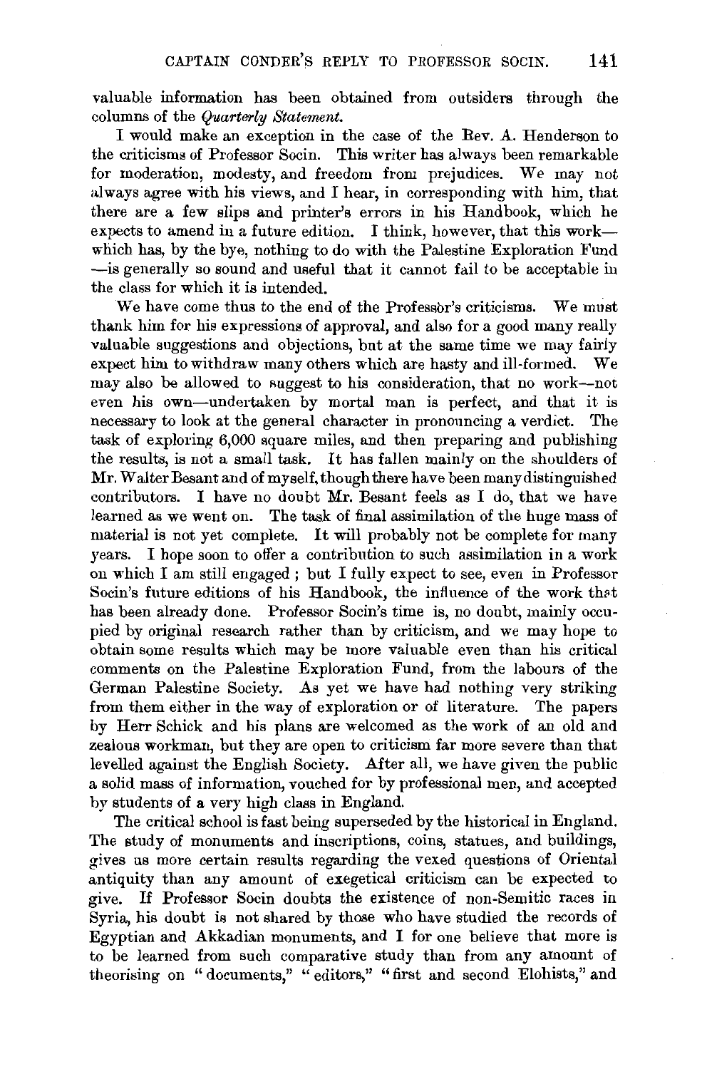valuable information has been obtained from outsiders through the columns of the *Quarterly Statement.*

I would make an exception in the case of the Rev. A. Henderson to the criticisms of Professor Socin. This writer has always been remarkable for moderation, modesty, and freedom from prejudices. We may not always agree with his views, and I hear, in corresponding with him, that there are a few slips and printer's errors in his Handbook, which he expects to amend in a future edition. I think, however, that this work—which has, by the bye, nothing to do with the Palestine Exploration Fund—is generally so sound and useful that it cannot fail to be acceptable in the class for which it is intended.

We have come thus to the end of the Professor's criticisms. We must thank him for his expressions of approval, and also for a good many really valuable suggestions and objections, but at the same time we may fairly expect him to withdraw many others which are hasty and ill-formed. We may also be allowed to suggest to his consideration, that no work—not even his own—undertaken by mortal man is perfect, and that it is necessary to look at the general character in pronouncing a verdict. The task of exploring 6,000 square miles, and then preparing and publishing the results, is not a small task. It has fallen mainly on the shoulders of Mr. Walter Besant and of myself, though there have been many distinguished contributors. I have no doubt Mr. Besant feels as I do, that we have learned as we went on. The task of final assimilation of the huge mass of material is not yet complete. It will probably not be complete for many years. I hope soon to offer a contribution to such assimilation in a work on which I am still engaged; but I fully expect to see, even in Professor Socin's future editions of his Handbook, the influence of the work that has been already done. Professor Socin's time is, no doubt, mainly occupied by original research rather than by criticism, and we may hope to obtain some results which may be more valuable even than his critical comments on the Palestine Exploration Fund, from the labours of the German Palestine Society. As yet we have had nothing very striking from them either in the way of exploration or of literature. The papers by Herr Schick and his plans are welcomed as the work of an old and zealous workman, but they are open to criticism far more severe than that levelled against the English Society. After all, we have given the public a solid mass of information, vouched for by professional men, and accepted by students of a very high class in England.

The critical school is fast being superseded by the historical in England. The study of monuments and inscriptions, coins, statues, and buildings, gives us more certain results regarding the vexed questions of Oriental antiquity than any amount of exegetical criticism can be expected to give. If Professor Socin doubts the existence of non-Semitic races in Syria, his doubt is not shared by those who have studied the records of Egyptian and Akkadian monuments, and I for one believe that more is to be learned from such comparative study than from any amount of theorising on "documents," "editors," "first and second Elohists," and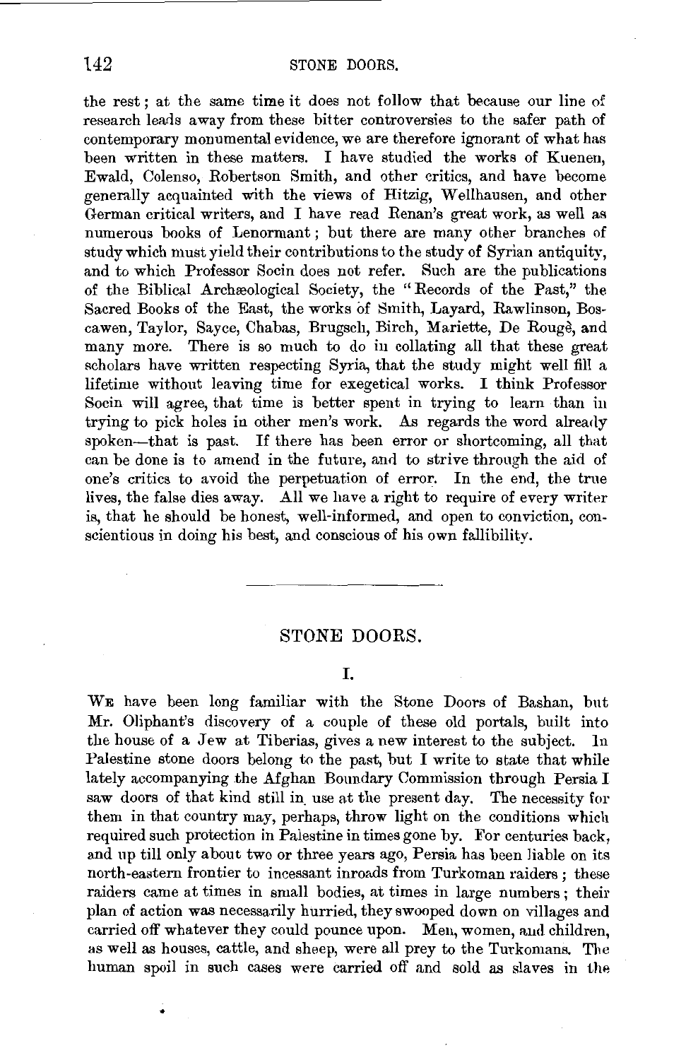the rest; at the same time it does not follow that because our line of research leads away from these bitter controversies to the safer path of contemporary monumental evidence, we are therefore ignorant of what has been written in these matters. I have studied the works of Kuenen, Ewald, Colenso, Robertson Smith, and other critics, and have become generally acquainted with the views of Hitzig, Wellhausen, and other German critical writers, and I have read Renan's great work, as well as numerous books of Lenormant; but there are many other branches of study which must yield their contributions to the study of Syrian antiquity, and to which Professor Socin does not refer. Such are the publications of the Biblical Archæological Society, the "Records of the Past," the Sacred Books of the East, the works of Smith, Layard, Rawlinson, Boscawen, Taylor, Sayce, Chabas, Brugsch, Birch, Mariette, De Rougè, and many more. There is so much to do in collating all that these great scholars have written respecting Syria, that the study might well fill a lifetime without leaving time for exegetical works. I think Professor Socin will agree, that time is better spent in trying to learn than in trying to pick holes in other men's work. As regards the word already spoken—that is past. If there has been error or shortcoming, all that can be done is to amend in the future, and to strive through the aid of one's critics to avoid the perpetuation of error. In the end, the true lives, the false dies away. All we have a right to require of every writer is, that he should be honest, well-informed, and open to conviction, conscientious in doing his best, and conscious of his own fallibility.

---

## STONE DOORS.

### I.

We have been long familiar with the Stone Doors of Bashan, but Mr. Oliphant's discovery of a couple of these old portals, built into the house of a Jew at Tiberias, gives a new interest to the subject. In Palestine stone doors belong to the past, but I write to state that while lately accompanying the Afghan Boundary Commission through Persia I saw doors of that kind still in use at the present day. The necessity for them in that country may, perhaps, throw light on the conditions which required such protection in Palestine in times gone by. For centuries back, and up till only about two or three years ago, Persia has been liable on its north-eastern frontier to incessant inroads from Turkoman raiders; these raiders came at times in small bodies, at times in large numbers; their plan of action was necessarily hurried, they swooped down on villages and carried off whatever they could pounce upon. Men, women, and children, as well as houses, cattle, and sheep, were all prey to the Turkomans. The human spoil in such cases were carried off and sold as slaves in the